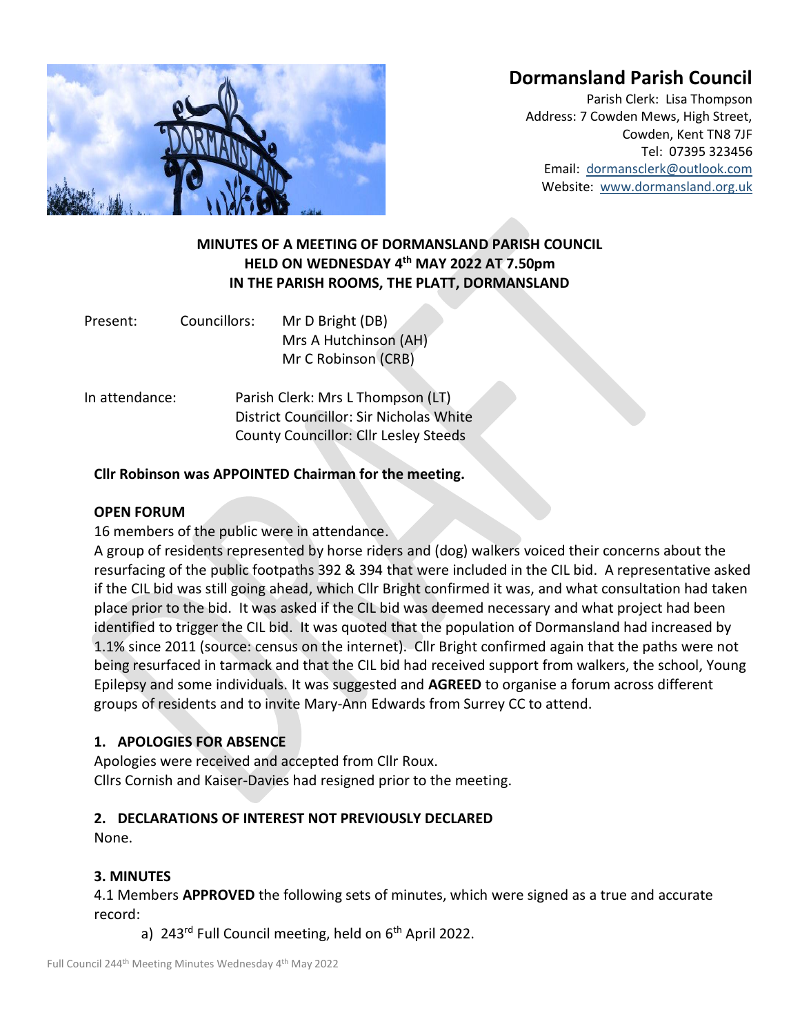# Dormansland Parish Council

Parish Clerk: Lisa Thompson
Address: 7 Cowden Mews, High Street,
Cowden, Kent TN8 7JF
Tel: 07395 323456
Email: dormansclerk@outlook.com
Website: www.dormansland.org.uk

**MINUTES OF A MEETING OF DORMANSLAND PARISH COUNCIL**
**HELD ON WEDNESDAY 4th MAY 2022 AT 7.50pm**
**IN THE PARISH ROOMS, THE PLATT, DORMANSLAND**

Present: Councillors: Mr D Bright (DB)
Mrs A Hutchinson (AH)
Mr C Robinson (CRB)

In attendance: Parish Clerk: Mrs L Thompson (LT)
District Councillor: Sir Nicholas White
County Councillor: Cllr Lesley Steeds

**Cllr Robinson was APPOINTED Chairman for the meeting.**

**OPEN FORUM**

16 members of the public were in attendance.

A group of residents represented by horse riders and (dog) walkers voiced their concerns about the resurfacing of the public footpaths 392 & 394 that were included in the CIL bid. A representative asked if the CIL bid was still going ahead, which Cllr Bright confirmed it was, and what consultation had taken place prior to the bid. It was asked if the CIL bid was deemed necessary and what project had been identified to trigger the CIL bid. It was quoted that the population of Dormansland had increased by 1.1% since 2011 (source: census on the internet). Cllr Bright confirmed again that the paths were not being resurfaced in tarmack and that the CIL bid had received support from walkers, the school, Young Epilepsy and some individuals. It was suggested and **AGREED** to organise a forum across different groups of residents and to invite Mary-Ann Edwards from Surrey CC to attend.

**1. APOLOGIES FOR ABSENCE**

Apologies were received and accepted from Cllr Roux.
Cllrs Cornish and Kaiser-Davies had resigned prior to the meeting.

**2. DECLARATIONS OF INTEREST NOT PREVIOUSLY DECLARED**

None.

**3. MINUTES**

4.1 Members **APPROVED** the following sets of minutes, which were signed as a true and accurate record:

a) 243rd Full Council meeting, held on 6th April 2022.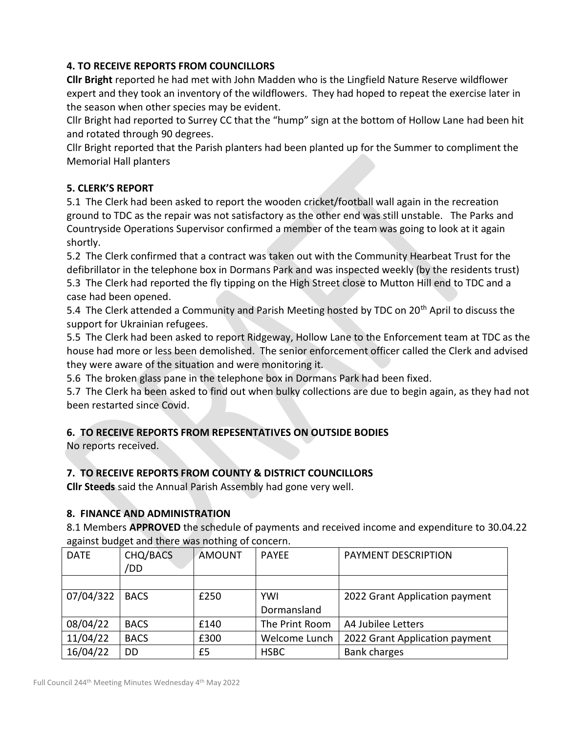### 4. TO RECEIVE REPORTS FROM COUNCILLORS

**Cllr Bright** reported he had met with John Madden who is the Lingfield Nature Reserve wildflower expert and they took an inventory of the wildflowers. They had hoped to repeat the exercise later in the season when other species may be evident.

Cllr Bright had reported to Surrey CC that the "hump" sign at the bottom of Hollow Lane had been hit and rotated through 90 degrees.

Cllr Bright reported that the Parish planters had been planted up for the Summer to compliment the Memorial Hall planters

### 5. CLERK'S REPORT

5.1 The Clerk had been asked to report the wooden cricket/football wall again in the recreation ground to TDC as the repair was not satisfactory as the other end was still unstable. The Parks and Countryside Operations Supervisor confirmed a member of the team was going to look at it again shortly.

5.2 The Clerk confirmed that a contract was taken out with the Community Hearbeat Trust for the defibrillator in the telephone box in Dormans Park and was inspected weekly (by the residents trust)

5.3 The Clerk had reported the fly tipping on the High Street close to Mutton Hill end to TDC and a case had been opened.

5.4 The Clerk attended a Community and Parish Meeting hosted by TDC on 20th April to discuss the support for Ukrainian refugees.

5.5 The Clerk had been asked to report Ridgeway, Hollow Lane to the Enforcement team at TDC as the house had more or less been demolished. The senior enforcement officer called the Clerk and advised they were aware of the situation and were monitoring it.

5.6 The broken glass pane in the telephone box in Dormans Park had been fixed.

5.7 The Clerk ha been asked to find out when bulky collections are due to begin again, as they had not been restarted since Covid.

### 6. TO RECEIVE REPORTS FROM REPESENTATIVES ON OUTSIDE BODIES

No reports received.

### 7. TO RECEIVE REPORTS FROM COUNTY & DISTRICT COUNCILLORS

**Cllr Steeds** said the Annual Parish Assembly had gone very well.

### 8. FINANCE AND ADMINISTRATION

8.1 Members **APPROVED** the schedule of payments and received income and expenditure to 30.04.22 against budget and there was nothing of concern.

| DATE | CHQ/BACS /DD | AMOUNT | PAYEE | PAYMENT DESCRIPTION |
|---|---|---|---|---|
| | | | | |
| 07/04/322 | BACS | £250 | YWI Dormansland | 2022 Grant Application payment |
| 08/04/22 | BACS | £140 | The Print Room | A4 Jubilee Letters |
| 11/04/22 | BACS | £300 | Welcome Lunch | 2022 Grant Application payment |
| 16/04/22 | DD | £5 | HSBC | Bank charges |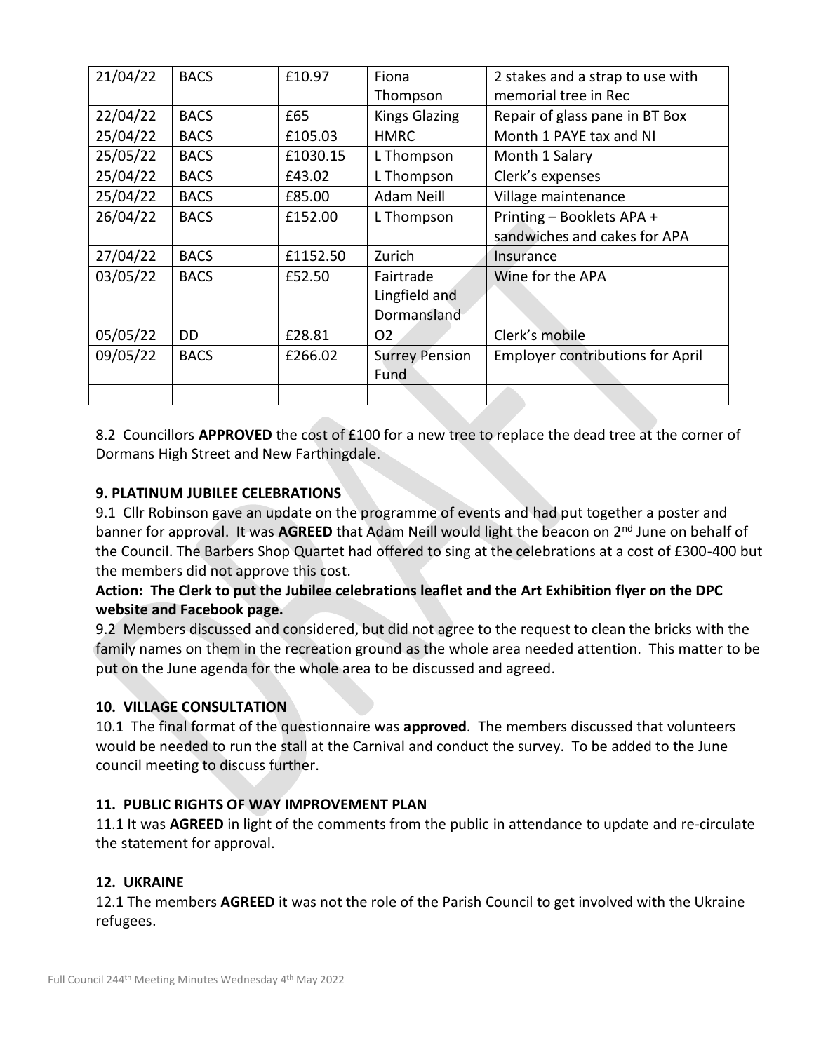| 21/04/22 | BACS | £10.97 | Fiona Thompson | 2 stakes and a strap to use with memorial tree in Rec |
|---|---|---|---|---|
| 22/04/22 | BACS | £65 | Kings Glazing | Repair of glass pane in BT Box |
| 25/04/22 | BACS | £105.03 | HMRC | Month 1 PAYE tax and NI |
| 25/05/22 | BACS | £1030.15 | L Thompson | Month 1 Salary |
| 25/04/22 | BACS | £43.02 | L Thompson | Clerk's expenses |
| 25/04/22 | BACS | £85.00 | Adam Neill | Village maintenance |
| 26/04/22 | BACS | £152.00 | L Thompson | Printing – Booklets APA + sandwiches and cakes for APA |
| 27/04/22 | BACS | £1152.50 | Zurich | Insurance |
| 03/05/22 | BACS | £52.50 | Fairtrade Lingfield and Dormansland | Wine for the APA |
| 05/05/22 | DD | £28.81 | O2 | Clerk's mobile |
| 09/05/22 | BACS | £266.02 | Surrey Pension Fund | Employer contributions for April |
| | | | | |

8.2 Councillors **APPROVED** the cost of £100 for a new tree to replace the dead tree at the corner of Dormans High Street and New Farthingdale.

**9. PLATINUM JUBILEE CELEBRATIONS**

9.1 Cllr Robinson gave an update on the programme of events and had put together a poster and banner for approval. It was **AGREED** that Adam Neill would light the beacon on 2nd June on behalf of the Council. The Barbers Shop Quartet had offered to sing at the celebrations at a cost of £300-400 but the members did not approve this cost.

**Action: The Clerk to put the Jubilee celebrations leaflet and the Art Exhibition flyer on the DPC website and Facebook page.**

9.2 Members discussed and considered, but did not agree to the request to clean the bricks with the family names on them in the recreation ground as the whole area needed attention. This matter to be put on the June agenda for the whole area to be discussed and agreed.

**10. VILLAGE CONSULTATION**

10.1 The final format of the questionnaire was **approved**. The members discussed that volunteers would be needed to run the stall at the Carnival and conduct the survey. To be added to the June council meeting to discuss further.

**11. PUBLIC RIGHTS OF WAY IMPROVEMENT PLAN**

11.1 It was **AGREED** in light of the comments from the public in attendance to update and re-circulate the statement for approval.

**12. UKRAINE**

12.1 The members **AGREED** it was not the role of the Parish Council to get involved with the Ukraine refugees.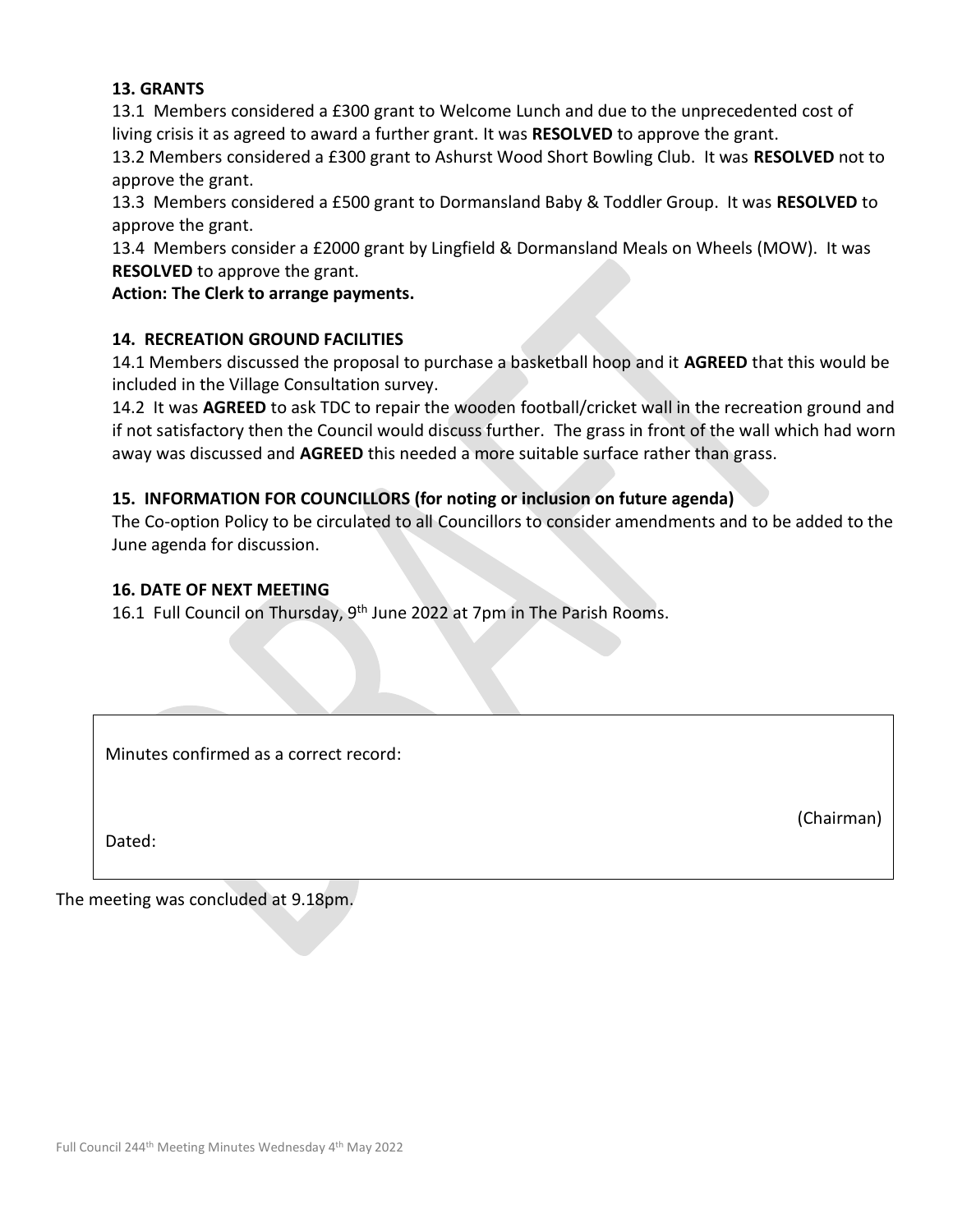**13. GRANTS**

13.1 Members considered a £300 grant to Welcome Lunch and due to the unprecedented cost of living crisis it as agreed to award a further grant. It was **RESOLVED** to approve the grant.

13.2 Members considered a £300 grant to Ashurst Wood Short Bowling Club. It was **RESOLVED** not to approve the grant.

13.3 Members considered a £500 grant to Dormansland Baby & Toddler Group. It was **RESOLVED** to approve the grant.

13.4 Members consider a £2000 grant by Lingfield & Dormansland Meals on Wheels (MOW). It was **RESOLVED** to approve the grant.

**Action: The Clerk to arrange payments.**

**14. RECREATION GROUND FACILITIES**

14.1 Members discussed the proposal to purchase a basketball hoop and it **AGREED** that this would be included in the Village Consultation survey.

14.2 It was **AGREED** to ask TDC to repair the wooden football/cricket wall in the recreation ground and if not satisfactory then the Council would discuss further. The grass in front of the wall which had worn away was discussed and **AGREED** this needed a more suitable surface rather than grass.

**15. INFORMATION FOR COUNCILLORS (for noting or inclusion on future agenda)**

The Co-option Policy to be circulated to all Councillors to consider amendments and to be added to the June agenda for discussion.

**16. DATE OF NEXT MEETING**

16.1 Full Council on Thursday, 9th June 2022 at 7pm in The Parish Rooms.

Minutes confirmed as a correct record:

(Chairman)

Dated:

The meeting was concluded at 9.18pm.